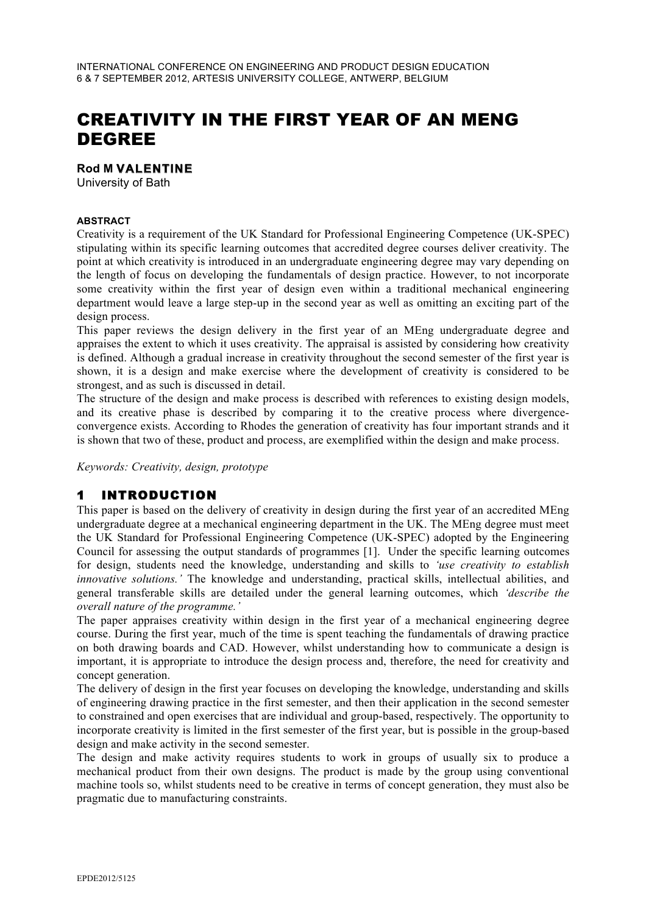# CREATIVITY IN THE FIRST YEAR OF AN MENG DEGREE

**Rod M VALENTINE**
University of Bath

###### ABSTRACT

Creativity is a requirement of the UK Standard for Professional Engineering Competence (UK-SPEC) stipulating within its specific learning outcomes that accredited degree courses deliver creativity. The point at which creativity is introduced in an undergraduate engineering degree may vary depending on the length of focus on developing the fundamentals of design practice. However, to not incorporate some creativity within the first year of design even within a traditional mechanical engineering department would leave a large step-up in the second year as well as omitting an exciting part of the design process.

This paper reviews the design delivery in the first year of an MEng undergraduate degree and appraises the extent to which it uses creativity. The appraisal is assisted by considering how creativity is defined. Although a gradual increase in creativity throughout the second semester of the first year is shown, it is a design and make exercise where the development of creativity is considered to be strongest, and as such is discussed in detail.

The structure of the design and make process is described with references to existing design models, and its creative phase is described by comparing it to the creative process where divergence-convergence exists. According to Rhodes the generation of creativity has four important strands and it is shown that two of these, product and process, are exemplified within the design and make process.

*Keywords: Creativity, design, prototype*

## 1 INTRODUCTION

This paper is based on the delivery of creativity in design during the first year of an accredited MEng undergraduate degree at a mechanical engineering department in the UK. The MEng degree must meet the UK Standard for Professional Engineering Competence (UK-SPEC) adopted by the Engineering Council for assessing the output standards of programmes [1]. Under the specific learning outcomes for design, students need the knowledge, understanding and skills to *'use creativity to establish innovative solutions.'* The knowledge and understanding, practical skills, intellectual abilities, and general transferable skills are detailed under the general learning outcomes, which *'describe the overall nature of the programme.'*

The paper appraises creativity within design in the first year of a mechanical engineering degree course. During the first year, much of the time is spent teaching the fundamentals of drawing practice on both drawing boards and CAD. However, whilst understanding how to communicate a design is important, it is appropriate to introduce the design process and, therefore, the need for creativity and concept generation.

The delivery of design in the first year focuses on developing the knowledge, understanding and skills of engineering drawing practice in the first semester, and then their application in the second semester to constrained and open exercises that are individual and group-based, respectively. The opportunity to incorporate creativity is limited in the first semester of the first year, but is possible in the group-based design and make activity in the second semester.

The design and make activity requires students to work in groups of usually six to produce a mechanical product from their own designs. The product is made by the group using conventional machine tools so, whilst students need to be creative in terms of concept generation, they must also be pragmatic due to manufacturing constraints.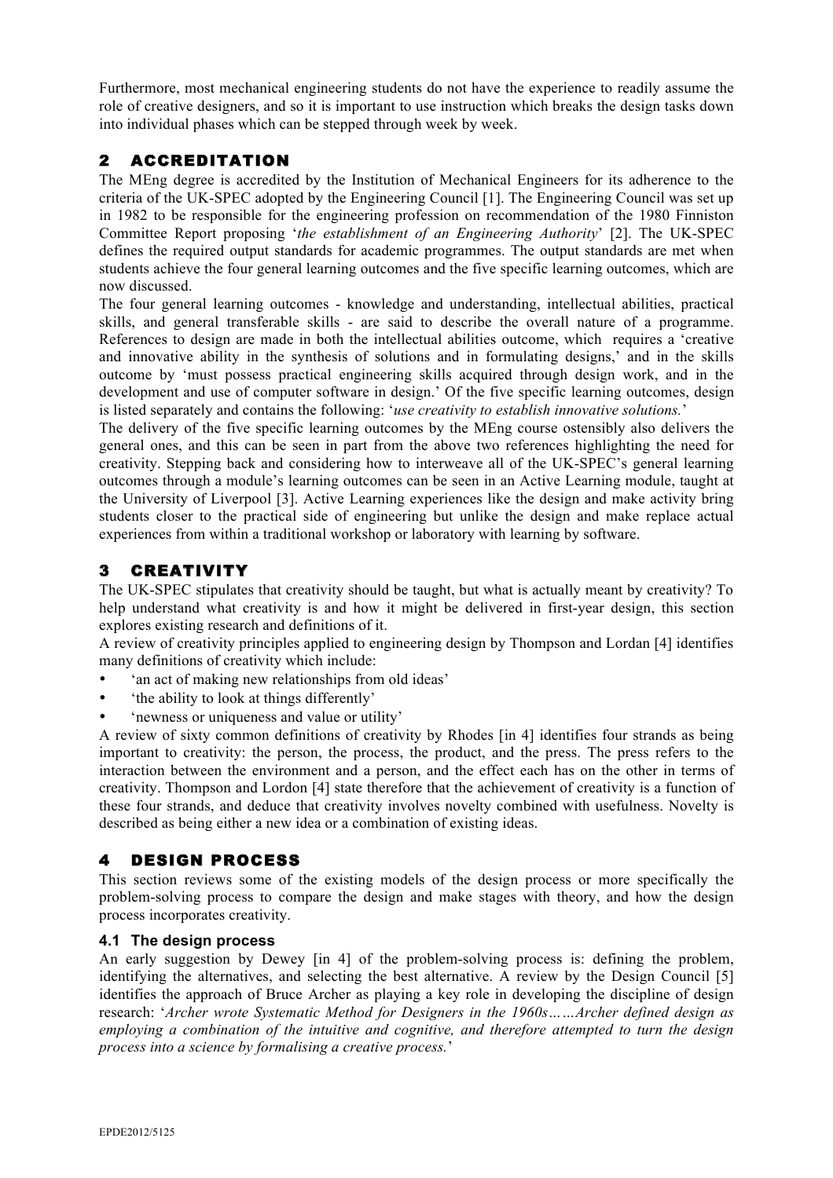Furthermore, most mechanical engineering students do not have the experience to readily assume the role of creative designers, and so it is important to use instruction which breaks the design tasks down into individual phases which can be stepped through week by week.

## 2 ACCREDITATION

The MEng degree is accredited by the Institution of Mechanical Engineers for its adherence to the criteria of the UK-SPEC adopted by the Engineering Council [1]. The Engineering Council was set up in 1982 to be responsible for the engineering profession on recommendation of the 1980 Finniston Committee Report proposing '*the establishment of an Engineering Authority*' [2]. The UK-SPEC defines the required output standards for academic programmes. The output standards are met when students achieve the four general learning outcomes and the five specific learning outcomes, which are now discussed.

The four general learning outcomes - knowledge and understanding, intellectual abilities, practical skills, and general transferable skills - are said to describe the overall nature of a programme. References to design are made in both the intellectual abilities outcome, which requires a 'creative and innovative ability in the synthesis of solutions and in formulating designs,' and in the skills outcome by 'must possess practical engineering skills acquired through design work, and in the development and use of computer software in design.' Of the five specific learning outcomes, design is listed separately and contains the following: '*use creativity to establish innovative solutions.*'

The delivery of the five specific learning outcomes by the MEng course ostensibly also delivers the general ones, and this can be seen in part from the above two references highlighting the need for creativity. Stepping back and considering how to interweave all of the UK-SPEC's general learning outcomes through a module's learning outcomes can be seen in an Active Learning module, taught at the University of Liverpool [3]. Active Learning experiences like the design and make activity bring students closer to the practical side of engineering but unlike the design and make replace actual experiences from within a traditional workshop or laboratory with learning by software.

## 3 CREATIVITY

The UK-SPEC stipulates that creativity should be taught, but what is actually meant by creativity? To help understand what creativity is and how it might be delivered in first-year design, this section explores existing research and definitions of it.

A review of creativity principles applied to engineering design by Thompson and Lordan [4] identifies many definitions of creativity which include:

- 'an act of making new relationships from old ideas'
- 'the ability to look at things differently'
- 'newness or uniqueness and value or utility'

A review of sixty common definitions of creativity by Rhodes [in 4] identifies four strands as being important to creativity: the person, the process, the product, and the press. The press refers to the interaction between the environment and a person, and the effect each has on the other in terms of creativity. Thompson and Lordon [4] state therefore that the achievement of creativity is a function of these four strands, and deduce that creativity involves novelty combined with usefulness. Novelty is described as being either a new idea or a combination of existing ideas.

## 4 DESIGN PROCESS

This section reviews some of the existing models of the design process or more specifically the problem-solving process to compare the design and make stages with theory, and how the design process incorporates creativity.

### 4.1 The design process

An early suggestion by Dewey [in 4] of the problem-solving process is: defining the problem, identifying the alternatives, and selecting the best alternative. A review by the Design Council [5] identifies the approach of Bruce Archer as playing a key role in developing the discipline of design research: '*Archer wrote Systematic Method for Designers in the 1960s……Archer defined design as employing a combination of the intuitive and cognitive, and therefore attempted to turn the design process into a science by formalising a creative process.*'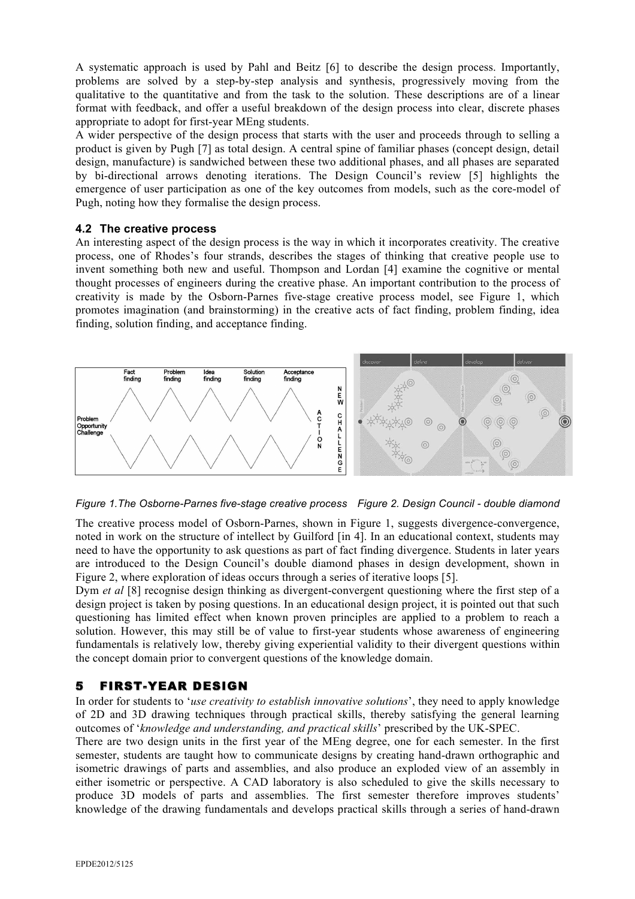A systematic approach is used by Pahl and Beitz [6] to describe the design process. Importantly, problems are solved by a step-by-step analysis and synthesis, progressively moving from the qualitative to the quantitative and from the task to the solution. These descriptions are of a linear format with feedback, and offer a useful breakdown of the design process into clear, discrete phases appropriate to adopt for first-year MEng students.

A wider perspective of the design process that starts with the user and proceeds through to selling a product is given by Pugh [7] as total design. A central spine of familiar phases (concept design, detail design, manufacture) is sandwiched between these two additional phases, and all phases are separated by bi-directional arrows denoting iterations. The Design Council's review [5] highlights the emergence of user participation as one of the key outcomes from models, such as the core-model of Pugh, noting how they formalise the design process.

### 4.2 The creative process

An interesting aspect of the design process is the way in which it incorporates creativity. The creative process, one of Rhodes's four strands, describes the stages of thinking that creative people use to invent something both new and useful. Thompson and Lordan [4] examine the cognitive or mental thought processes of engineers during the creative phase. An important contribution to the process of creativity is made by the Osborn-Parnes five-stage creative process model, see Figure 1, which promotes imagination (and brainstorming) in the creative acts of fact finding, problem finding, idea finding, solution finding, and acceptance finding.

*Figure 1.The Osborne-Parnes five-stage creative process*   *Figure 2. Design Council - double diamond*

The creative process model of Osborn-Parnes, shown in Figure 1, suggests divergence-convergence, noted in work on the structure of intellect by Guilford [in 4]. In an educational context, students may need to have the opportunity to ask questions as part of fact finding divergence. Students in later years are introduced to the Design Council's double diamond phases in design development, shown in Figure 2, where exploration of ideas occurs through a series of iterative loops [5].

Dym *et al* [8] recognise design thinking as divergent-convergent questioning where the first step of a design project is taken by posing questions. In an educational design project, it is pointed out that such questioning has limited effect when known proven principles are applied to a problem to reach a solution. However, this may still be of value to first-year students whose awareness of engineering fundamentals is relatively low, thereby giving experiential validity to their divergent questions within the concept domain prior to convergent questions of the knowledge domain.

## 5 FIRST-YEAR DESIGN

In order for students to '*use creativity to establish innovative solutions*', they need to apply knowledge of 2D and 3D drawing techniques through practical skills, thereby satisfying the general learning outcomes of '*knowledge and understanding, and practical skills*' prescribed by the UK-SPEC.

There are two design units in the first year of the MEng degree, one for each semester. In the first semester, students are taught how to communicate designs by creating hand-drawn orthographic and isometric drawings of parts and assemblies, and also produce an exploded view of an assembly in either isometric or perspective. A CAD laboratory is also scheduled to give the skills necessary to produce 3D models of parts and assemblies. The first semester therefore improves students' knowledge of the drawing fundamentals and develops practical skills through a series of hand-drawn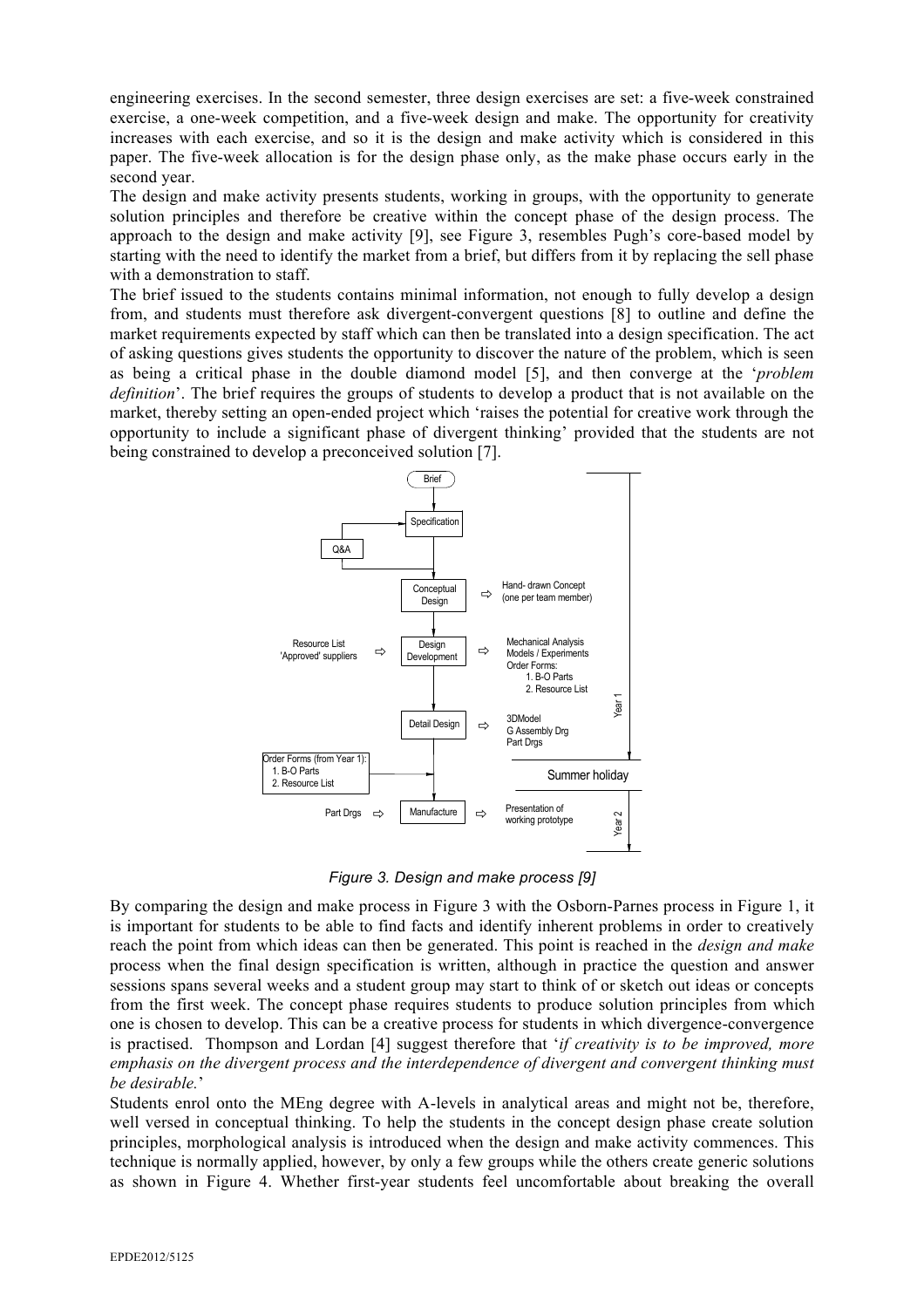engineering exercises. In the second semester, three design exercises are set: a five-week constrained exercise, a one-week competition, and a five-week design and make. The opportunity for creativity increases with each exercise, and so it is the design and make activity which is considered in this paper. The five-week allocation is for the design phase only, as the make phase occurs early in the second year.

The design and make activity presents students, working in groups, with the opportunity to generate solution principles and therefore be creative within the concept phase of the design process. The approach to the design and make activity [9], see Figure 3, resembles Pugh's core-based model by starting with the need to identify the market from a brief, but differs from it by replacing the sell phase with a demonstration to staff.

The brief issued to the students contains minimal information, not enough to fully develop a design from, and students must therefore ask divergent-convergent questions [8] to outline and define the market requirements expected by staff which can then be translated into a design specification. The act of asking questions gives students the opportunity to discover the nature of the problem, which is seen as being a critical phase in the double diamond model [5], and then converge at the '*problem definition*'. The brief requires the groups of students to develop a product that is not available on the market, thereby setting an open-ended project which 'raises the potential for creative work through the opportunity to include a significant phase of divergent thinking' provided that the students are not being constrained to develop a preconceived solution [7].

*Figure 3. Design and make process [9]*

By comparing the design and make process in Figure 3 with the Osborn-Parnes process in Figure 1, it is important for students to be able to find facts and identify inherent problems in order to creatively reach the point from which ideas can then be generated. This point is reached in the *design and make* process when the final design specification is written, although in practice the question and answer sessions spans several weeks and a student group may start to think of or sketch out ideas or concepts from the first week. The concept phase requires students to produce solution principles from which one is chosen to develop. This can be a creative process for students in which divergence-convergence is practised. Thompson and Lordan [4] suggest therefore that '*if creativity is to be improved, more emphasis on the divergent process and the interdependence of divergent and convergent thinking must be desirable.*'

Students enrol onto the MEng degree with A-levels in analytical areas and might not be, therefore, well versed in conceptual thinking. To help the students in the concept design phase create solution principles, morphological analysis is introduced when the design and make activity commences. This technique is normally applied, however, by only a few groups while the others create generic solutions as shown in Figure 4. Whether first-year students feel uncomfortable about breaking the overall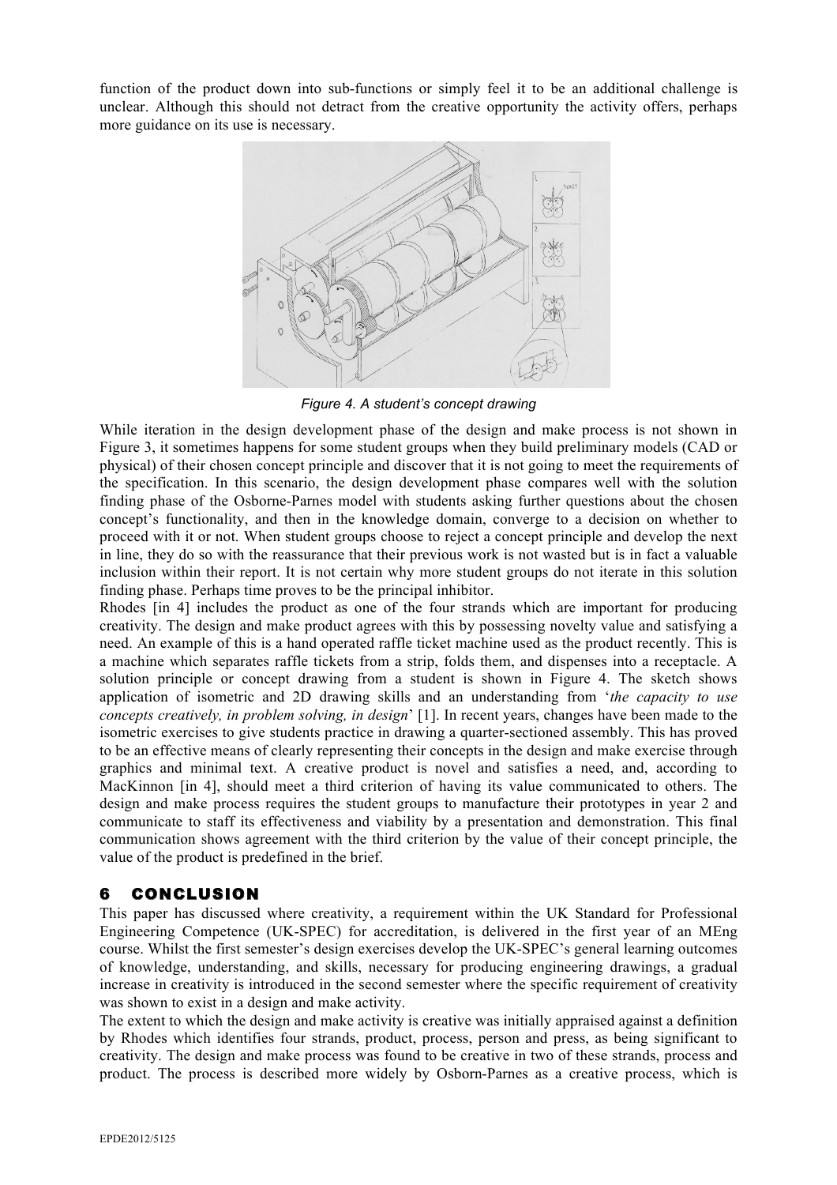function of the product down into sub-functions or simply feel it to be an additional challenge is unclear. Although this should not detract from the creative opportunity the activity offers, perhaps more guidance on its use is necessary.

*Figure 4. A student's concept drawing*

While iteration in the design development phase of the design and make process is not shown in Figure 3, it sometimes happens for some student groups when they build preliminary models (CAD or physical) of their chosen concept principle and discover that it is not going to meet the requirements of the specification. In this scenario, the design development phase compares well with the solution finding phase of the Osborne-Parnes model with students asking further questions about the chosen concept's functionality, and then in the knowledge domain, converge to a decision on whether to proceed with it or not. When student groups choose to reject a concept principle and develop the next in line, they do so with the reassurance that their previous work is not wasted but is in fact a valuable inclusion within their report. It is not certain why more student groups do not iterate in this solution finding phase. Perhaps time proves to be the principal inhibitor.

Rhodes [in 4] includes the product as one of the four strands which are important for producing creativity. The design and make product agrees with this by possessing novelty value and satisfying a need. An example of this is a hand operated raffle ticket machine used as the product recently. This is a machine which separates raffle tickets from a strip, folds them, and dispenses into a receptacle. A solution principle or concept drawing from a student is shown in Figure 4. The sketch shows application of isometric and 2D drawing skills and an understanding from '*the capacity to use concepts creatively, in problem solving, in design*' [1]. In recent years, changes have been made to the isometric exercises to give students practice in drawing a quarter-sectioned assembly. This has proved to be an effective means of clearly representing their concepts in the design and make exercise through graphics and minimal text. A creative product is novel and satisfies a need, and, according to MacKinnon [in 4], should meet a third criterion of having its value communicated to others. The design and make process requires the student groups to manufacture their prototypes in year 2 and communicate to staff its effectiveness and viability by a presentation and demonstration. This final communication shows agreement with the third criterion by the value of their concept principle, the value of the product is predefined in the brief.

## 6 CONCLUSION

This paper has discussed where creativity, a requirement within the UK Standard for Professional Engineering Competence (UK-SPEC) for accreditation, is delivered in the first year of an MEng course. Whilst the first semester's design exercises develop the UK-SPEC's general learning outcomes of knowledge, understanding, and skills, necessary for producing engineering drawings, a gradual increase in creativity is introduced in the second semester where the specific requirement of creativity was shown to exist in a design and make activity.

The extent to which the design and make activity is creative was initially appraised against a definition by Rhodes which identifies four strands, product, process, person and press, as being significant to creativity. The design and make process was found to be creative in two of these strands, process and product. The process is described more widely by Osborn-Parnes as a creative process, which is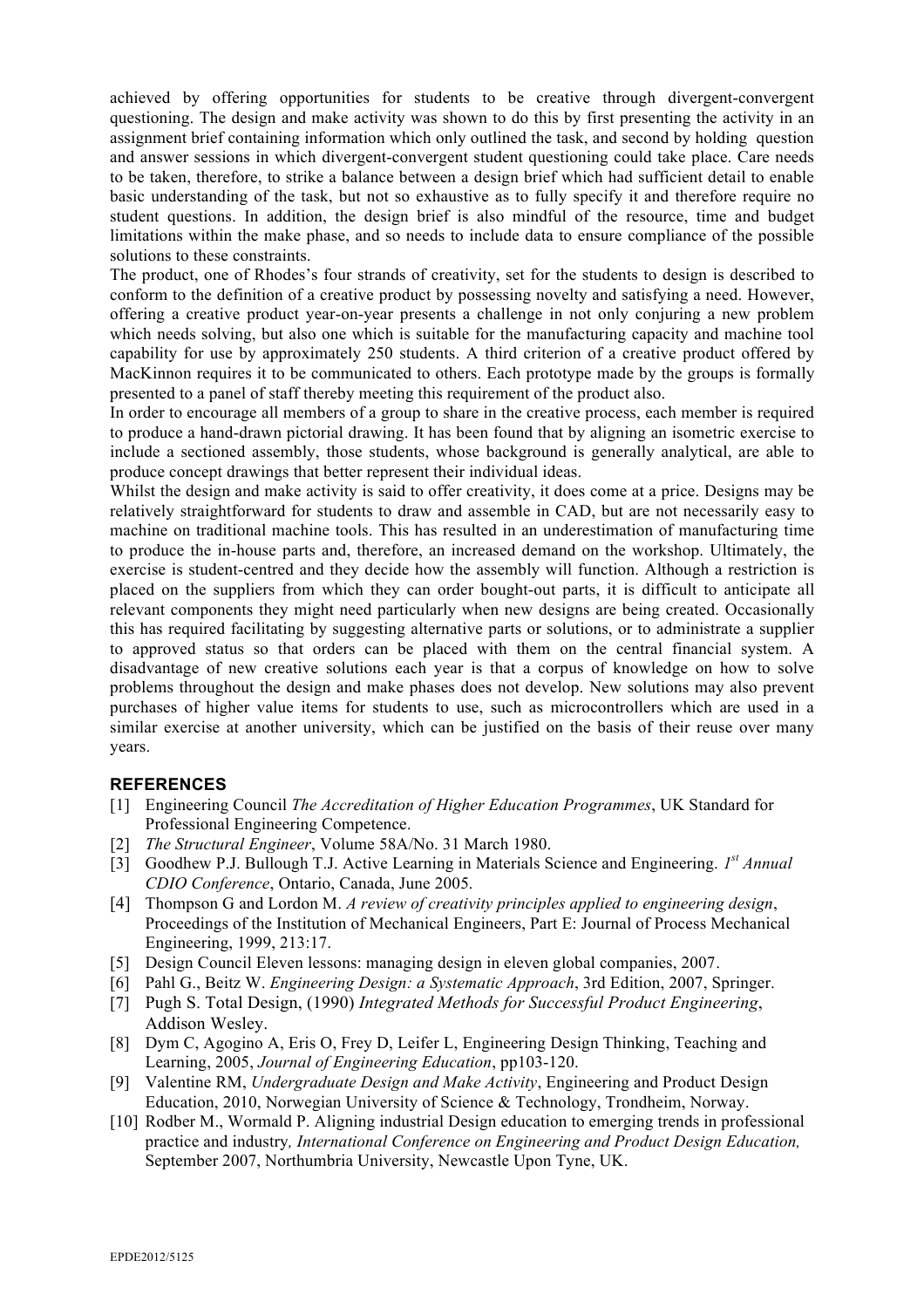achieved by offering opportunities for students to be creative through divergent-convergent questioning. The design and make activity was shown to do this by first presenting the activity in an assignment brief containing information which only outlined the task, and second by holding question and answer sessions in which divergent-convergent student questioning could take place. Care needs to be taken, therefore, to strike a balance between a design brief which had sufficient detail to enable basic understanding of the task, but not so exhaustive as to fully specify it and therefore require no student questions. In addition, the design brief is also mindful of the resource, time and budget limitations within the make phase, and so needs to include data to ensure compliance of the possible solutions to these constraints.

The product, one of Rhodes's four strands of creativity, set for the students to design is described to conform to the definition of a creative product by possessing novelty and satisfying a need. However, offering a creative product year-on-year presents a challenge in not only conjuring a new problem which needs solving, but also one which is suitable for the manufacturing capacity and machine tool capability for use by approximately 250 students. A third criterion of a creative product offered by MacKinnon requires it to be communicated to others. Each prototype made by the groups is formally presented to a panel of staff thereby meeting this requirement of the product also.

In order to encourage all members of a group to share in the creative process, each member is required to produce a hand-drawn pictorial drawing. It has been found that by aligning an isometric exercise to include a sectioned assembly, those students, whose background is generally analytical, are able to produce concept drawings that better represent their individual ideas.

Whilst the design and make activity is said to offer creativity, it does come at a price. Designs may be relatively straightforward for students to draw and assemble in CAD, but are not necessarily easy to machine on traditional machine tools. This has resulted in an underestimation of manufacturing time to produce the in-house parts and, therefore, an increased demand on the workshop. Ultimately, the exercise is student-centred and they decide how the assembly will function. Although a restriction is placed on the suppliers from which they can order bought-out parts, it is difficult to anticipate all relevant components they might need particularly when new designs are being created. Occasionally this has required facilitating by suggesting alternative parts or solutions, or to administrate a supplier to approved status so that orders can be placed with them on the central financial system. A disadvantage of new creative solutions each year is that a corpus of knowledge on how to solve problems throughout the design and make phases does not develop. New solutions may also prevent purchases of higher value items for students to use, such as microcontrollers which are used in a similar exercise at another university, which can be justified on the basis of their reuse over many years.

## REFERENCES

[1] Engineering Council *The Accreditation of Higher Education Programmes*, UK Standard for Professional Engineering Competence.

[2] *The Structural Engineer*, Volume 58A/No. 31 March 1980.

[3] Goodhew P.J. Bullough T.J. Active Learning in Materials Science and Engineering. *1st Annual CDIO Conference*, Ontario, Canada, June 2005.

[4] Thompson G and Lordon M. *A review of creativity principles applied to engineering design*, Proceedings of the Institution of Mechanical Engineers, Part E: Journal of Process Mechanical Engineering, 1999, 213:17.

[5] Design Council Eleven lessons: managing design in eleven global companies, 2007.

[6] Pahl G., Beitz W. *Engineering Design: a Systematic Approach*, 3rd Edition, 2007, Springer.

[7] Pugh S. Total Design, (1990) *Integrated Methods for Successful Product Engineering*, Addison Wesley.

[8] Dym C, Agogino A, Eris O, Frey D, Leifer L, Engineering Design Thinking, Teaching and Learning, 2005, *Journal of Engineering Education*, pp103-120.

[9] Valentine RM, *Undergraduate Design and Make Activity*, Engineering and Product Design Education, 2010, Norwegian University of Science & Technology, Trondheim, Norway.

[10] Rodber M., Wormald P. Aligning industrial Design education to emerging trends in professional practice and industry*, International Conference on Engineering and Product Design Education,* September 2007, Northumbria University, Newcastle Upon Tyne, UK.